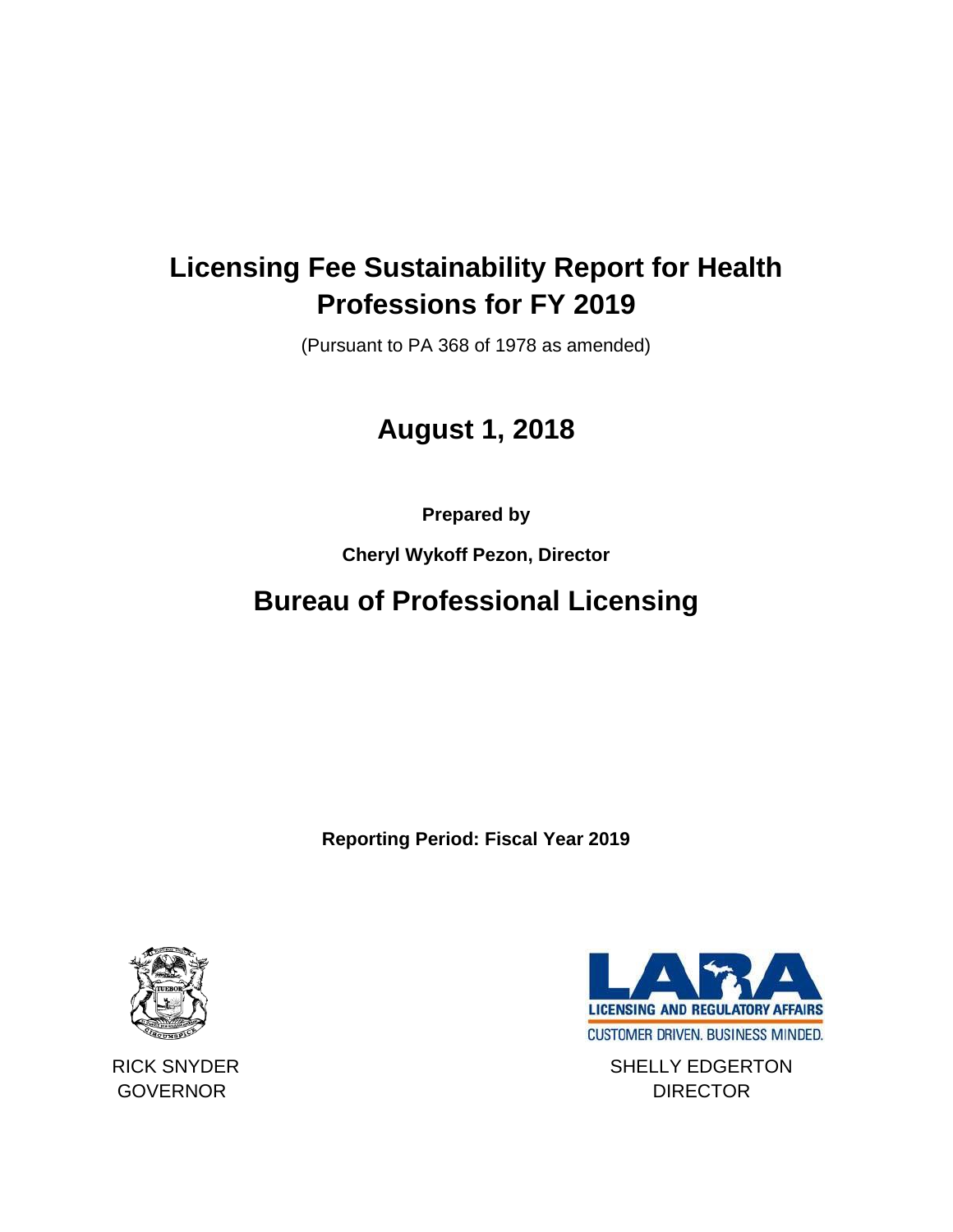# Licensing Fee Sustainability Report for Health Professions for FY 2019

(Pursuant to PA 368 of 1978 as amended)

## August 1, 2018

**Prepared by**

**Cheryl Wykoff Pezon, Director**

## Bureau of Professional Licensing

**Reporting Period: Fiscal Year 2019**

RICK SNYDER
GOVERNOR

LICENSING AND REGULATORY AFFAIRS
CUSTOMER DRIVEN. BUSINESS MINDED.

SHELLY EDGERTON
DIRECTOR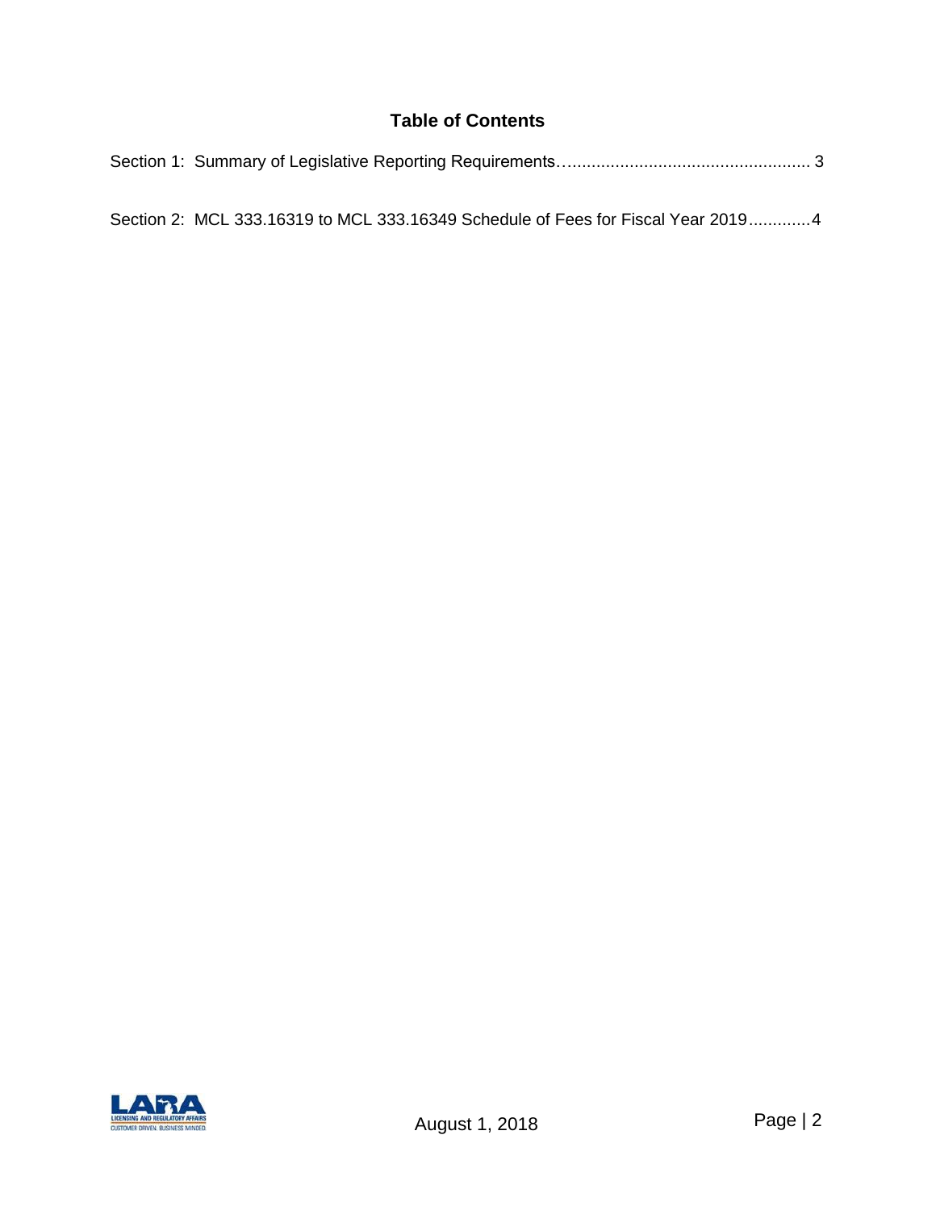## Table of Contents

Section 1: Summary of Legislative Reporting Requirements…................................................. 3

Section 2: MCL 333.16319 to MCL 333.16349 Schedule of Fees for Fiscal Year 2019............4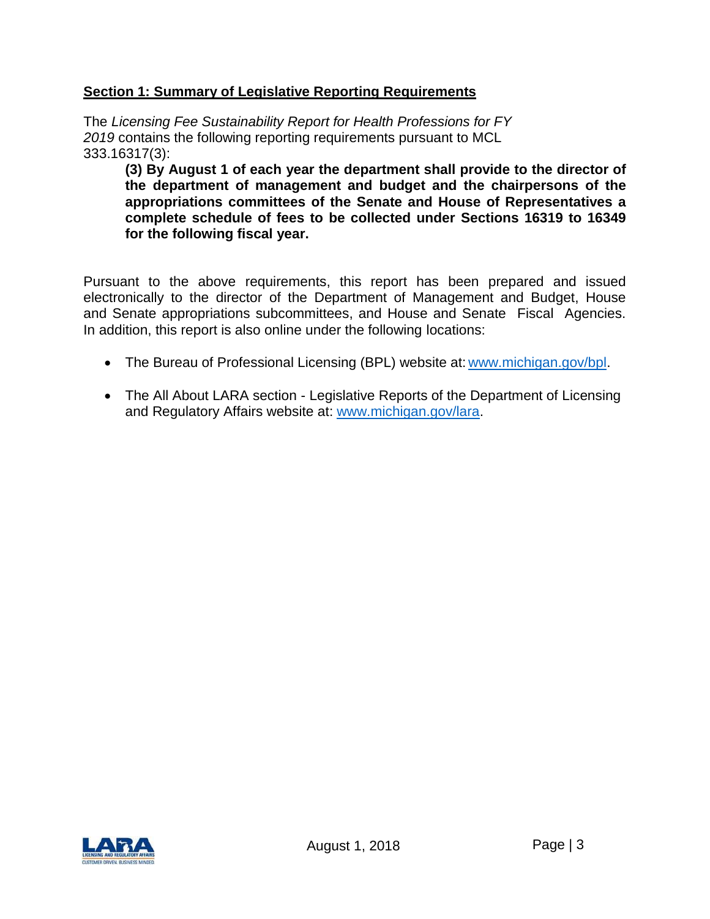## Section 1: Summary of Legislative Reporting Requirements

The *Licensing Fee Sustainability Report for Health Professions for FY 2019* contains the following reporting requirements pursuant to MCL 333.16317(3):

> **(3) By August 1 of each year the department shall provide to the director of the department of management and budget and the chairpersons of the appropriations committees of the Senate and House of Representatives a complete schedule of fees to be collected under Sections 16319 to 16349 for the following fiscal year.**

Pursuant to the above requirements, this report has been prepared and issued electronically to the director of the Department of Management and Budget, House and Senate appropriations subcommittees, and House and Senate Fiscal Agencies. In addition, this report is also online under the following locations:

- The Bureau of Professional Licensing (BPL) website at: www.michigan.gov/bpl.
- The All About LARA section - Legislative Reports of the Department of Licensing and Regulatory Affairs website at: www.michigan.gov/lara.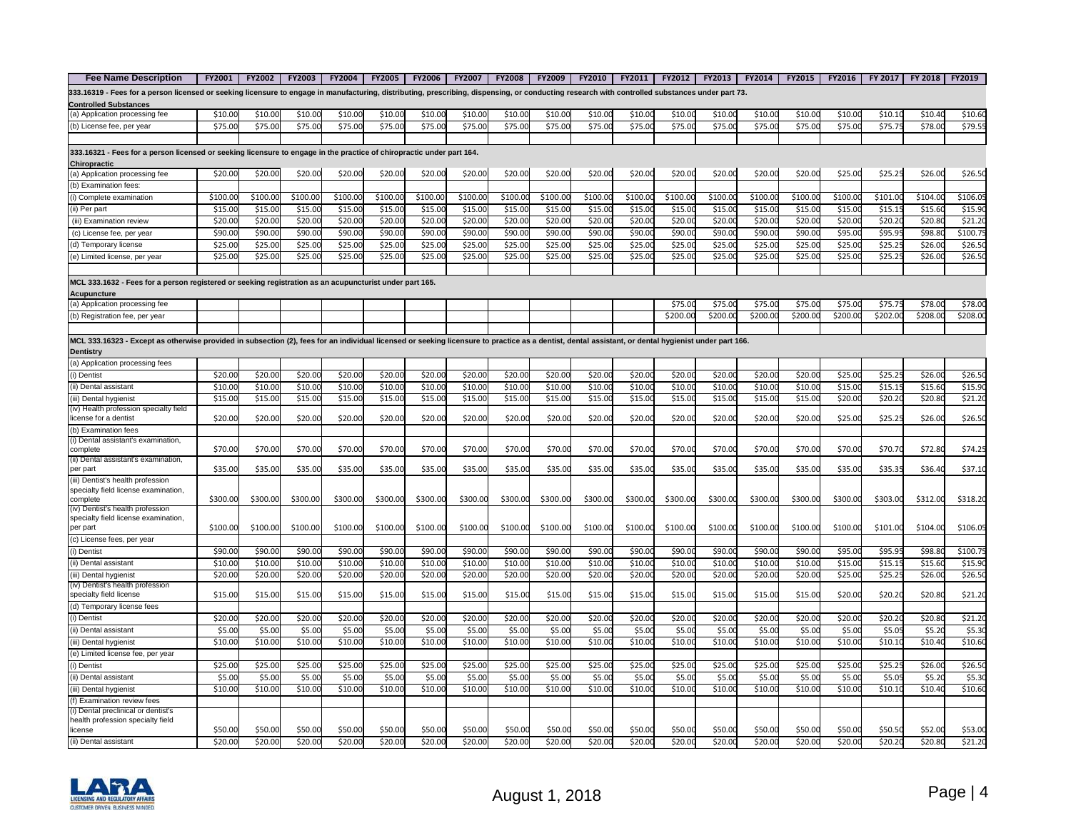| Fee Name Description | FY2001 | FY2002 | FY2003 | FY2004 | FY2005 | FY2006 | FY2007 | FY2008 | FY2009 | FY2010 | FY2011 | FY2012 | FY2013 | FY2014 | FY2015 | FY2016 | FY 2017 | FY 2018 | FY2019 |
|---|---|---|---|---|---|---|---|---|---|---|---|---|---|---|---|---|---|---|---|
| 333.16319 - Fees for a person licensed or seeking licensure to engage in manufacturing, distributing, prescribing, dispensing, or conducting research with controlled substances under part 73. | | | | | | | | | | | | | | | | | | | |
| **Controlled Substances** | | | | | | | | | | | | | | | | | | | |
| (a) Application processing fee | $10.00 | $10.00 | $10.00 | $10.00 | $10.00 | $10.00 | $10.00 | $10.00 | $10.00 | $10.00 | $10.00 | $10.00 | $10.00 | $10.00 | $10.00 | $10.00 | $10.10 | $10.40 | $10.60 |
| (b) License fee, per year | $75.00 | $75.00 | $75.00 | $75.00 | $75.00 | $75.00 | $75.00 | $75.00 | $75.00 | $75.00 | $75.00 | $75.00 | $75.00 | $75.00 | $75.00 | $75.00 | $75.75 | $78.00 | $79.55 |
| | | | | | | | | | | | | | | | | | | | |
| 333.16321 - Fees for a person licensed or seeking licensure to engage in the practice of chiropractic under part 164. | | | | | | | | | | | | | | | | | | | |
| **Chiropractic** | | | | | | | | | | | | | | | | | | | |
| (a) Application processing fee | $20.00 | $20.00 | $20.00 | $20.00 | $20.00 | $20.00 | $20.00 | $20.00 | $20.00 | $20.00 | $20.00 | $20.00 | $20.00 | $20.00 | $20.00 | $25.00 | $25.25 | $26.00 | $26.50 |
| (b) Examination fees: | | | | | | | | | | | | | | | | | | | |
| (i) Complete examination | $100.00 | $100.00 | $100.00 | $100.00 | $100.00 | $100.00 | $100.00 | $100.00 | $100.00 | $100.00 | $100.00 | $100.00 | $100.00 | $100.00 | $100.00 | $100.00 | $101.00 | $104.00 | $106.05 |
| (ii) Per part | $15.00 | $15.00 | $15.00 | $15.00 | $15.00 | $15.00 | $15.00 | $15.00 | $15.00 | $15.00 | $15.00 | $15.00 | $15.00 | $15.00 | $15.00 | $15.00 | $15.15 | $15.60 | $15.90 |
| (iii) Examination review | $20.00 | $20.00 | $20.00 | $20.00 | $20.00 | $20.00 | $20.00 | $20.00 | $20.00 | $20.00 | $20.00 | $20.00 | $20.00 | $20.00 | $20.00 | $20.00 | $20.20 | $20.80 | $21.20 |
| (c) License fee, per year | $90.00 | $90.00 | $90.00 | $90.00 | $90.00 | $90.00 | $90.00 | $90.00 | $90.00 | $90.00 | $90.00 | $90.00 | $90.00 | $90.00 | $90.00 | $95.00 | $95.95 | $98.80 | $100.75 |
| (d) Temporary license | $25.00 | $25.00 | $25.00 | $25.00 | $25.00 | $25.00 | $25.00 | $25.00 | $25.00 | $25.00 | $25.00 | $25.00 | $25.00 | $25.00 | $25.00 | $25.00 | $25.25 | $26.00 | $26.50 |
| (e) Limited license, per year | $25.00 | $25.00 | $25.00 | $25.00 | $25.00 | $25.00 | $25.00 | $25.00 | $25.00 | $25.00 | $25.00 | $25.00 | $25.00 | $25.00 | $25.00 | $25.00 | $25.25 | $26.00 | $26.50 |
| | | | | | | | | | | | | | | | | | | | |
| MCL 333.1632 - Fees for a person registered or seeking registration as an acupuncturist under part 165. | | | | | | | | | | | | | | | | | | | |
| **Acupuncture** | | | | | | | | | | | | | | | | | | | |
| (a) Application processing fee | | | | | | | | | | | | $75.00 | $75.00 | $75.00 | $75.00 | $75.00 | $75.75 | $78.00 | $78.00 |
| (b) Registration fee, per year | | | | | | | | | | | | $200.00 | $200.00 | $200.00 | $200.00 | $200.00 | $202.00 | $208.00 | $208.00 |
| | | | | | | | | | | | | | | | | | | | |
| MCL 333.16323 - Except as otherwise provided in subsection (2), fees for an individual licensed or seeking licensure to practice as a dentist, dental assistant, or dental hygienist under part 166. | | | | | | | | | | | | | | | | | | | |
| **Dentistry** | | | | | | | | | | | | | | | | | | | |
| (a) Application processing fees | | | | | | | | | | | | | | | | | | | |
| (i) Dentist | $20.00 | $20.00 | $20.00 | $20.00 | $20.00 | $20.00 | $20.00 | $20.00 | $20.00 | $20.00 | $20.00 | $20.00 | $20.00 | $20.00 | $20.00 | $25.00 | $25.25 | $26.00 | $26.50 |
| (ii) Dental assistant | $10.00 | $10.00 | $10.00 | $10.00 | $10.00 | $10.00 | $10.00 | $10.00 | $10.00 | $10.00 | $10.00 | $10.00 | $10.00 | $10.00 | $10.00 | $15.00 | $15.15 | $15.60 | $15.90 |
| (iii) Dental hygienist | $15.00 | $15.00 | $15.00 | $15.00 | $15.00 | $15.00 | $15.00 | $15.00 | $15.00 | $15.00 | $15.00 | $15.00 | $15.00 | $15.00 | $15.00 | $20.00 | $20.20 | $20.80 | $21.20 |
| (iv) Health profession specialty field license for a dentist | $20.00 | $20.00 | $20.00 | $20.00 | $20.00 | $20.00 | $20.00 | $20.00 | $20.00 | $20.00 | $20.00 | $20.00 | $20.00 | $20.00 | $20.00 | $25.00 | $25.25 | $26.00 | $26.50 |
| (b) Examination fees | | | | | | | | | | | | | | | | | | | |
| (i) Dental assistant's examination, complete | $70.00 | $70.00 | $70.00 | $70.00 | $70.00 | $70.00 | $70.00 | $70.00 | $70.00 | $70.00 | $70.00 | $70.00 | $70.00 | $70.00 | $70.00 | $70.00 | $70.70 | $72.80 | $74.25 |
| (ii) Dental assistant's examination, per part | $35.00 | $35.00 | $35.00 | $35.00 | $35.00 | $35.00 | $35.00 | $35.00 | $35.00 | $35.00 | $35.00 | $35.00 | $35.00 | $35.00 | $35.00 | $35.00 | $35.35 | $36.40 | $37.10 |
| (iii) Dentist's health profession specialty field license examination, complete | $300.00 | $300.00 | $300.00 | $300.00 | $300.00 | $300.00 | $300.00 | $300.00 | $300.00 | $300.00 | $300.00 | $300.00 | $300.00 | $300.00 | $300.00 | $300.00 | $303.00 | $312.00 | $318.20 |
| (iv) Dentist's health profession specialty field license examination, per part | $100.00 | $100.00 | $100.00 | $100.00 | $100.00 | $100.00 | $100.00 | $100.00 | $100.00 | $100.00 | $100.00 | $100.00 | $100.00 | $100.00 | $100.00 | $100.00 | $101.00 | $104.00 | $106.05 |
| (c) License fees, per year | | | | | | | | | | | | | | | | | | | |
| (i) Dentist | $90.00 | $90.00 | $90.00 | $90.00 | $90.00 | $90.00 | $90.00 | $90.00 | $90.00 | $90.00 | $90.00 | $90.00 | $90.00 | $90.00 | $90.00 | $95.00 | $95.95 | $98.80 | $100.75 |
| (ii) Dental assistant | $10.00 | $10.00 | $10.00 | $10.00 | $10.00 | $10.00 | $10.00 | $10.00 | $10.00 | $10.00 | $10.00 | $10.00 | $10.00 | $10.00 | $10.00 | $15.00 | $15.15 | $15.60 | $15.90 |
| (iii) Dental hygienist | $20.00 | $20.00 | $20.00 | $20.00 | $20.00 | $20.00 | $20.00 | $20.00 | $20.00 | $20.00 | $20.00 | $20.00 | $20.00 | $20.00 | $20.00 | $25.00 | $25.25 | $26.00 | $26.50 |
| (iv) Dentist's health profession specialty field license | $15.00 | $15.00 | $15.00 | $15.00 | $15.00 | $15.00 | $15.00 | $15.00 | $15.00 | $15.00 | $15.00 | $15.00 | $15.00 | $15.00 | $15.00 | $20.00 | $20.20 | $20.80 | $21.20 |
| (d) Temporary license fees | | | | | | | | | | | | | | | | | | | |
| (i) Dentist | $20.00 | $20.00 | $20.00 | $20.00 | $20.00 | $20.00 | $20.00 | $20.00 | $20.00 | $20.00 | $20.00 | $20.00 | $20.00 | $20.00 | $20.00 | $20.00 | $20.20 | $20.80 | $21.20 |
| (ii) Dental assistant | $5.00 | $5.00 | $5.00 | $5.00 | $5.00 | $5.00 | $5.00 | $5.00 | $5.00 | $5.00 | $5.00 | $5.00 | $5.00 | $5.00 | $5.00 | $5.00 | $5.05 | $5.20 | $5.30 |
| (iii) Dental hygienist | $10.00 | $10.00 | $10.00 | $10.00 | $10.00 | $10.00 | $10.00 | $10.00 | $10.00 | $10.00 | $10.00 | $10.00 | $10.00 | $10.00 | $10.00 | $10.00 | $10.10 | $10.40 | $10.60 |
| (e) Limited license fee, per year | | | | | | | | | | | | | | | | | | | |
| (i) Dentist | $25.00 | $25.00 | $25.00 | $25.00 | $25.00 | $25.00 | $25.00 | $25.00 | $25.00 | $25.00 | $25.00 | $25.00 | $25.00 | $25.00 | $25.00 | $25.00 | $25.25 | $26.00 | $26.50 |
| (ii) Dental assistant | $5.00 | $5.00 | $5.00 | $5.00 | $5.00 | $5.00 | $5.00 | $5.00 | $5.00 | $5.00 | $5.00 | $5.00 | $5.00 | $5.00 | $5.00 | $5.00 | $5.05 | $5.20 | $5.30 |
| (iii) Dental hygienist | $10.00 | $10.00 | $10.00 | $10.00 | $10.00 | $10.00 | $10.00 | $10.00 | $10.00 | $10.00 | $10.00 | $10.00 | $10.00 | $10.00 | $10.00 | $10.00 | $10.10 | $10.40 | $10.60 |
| (f) Examination review fees | | | | | | | | | | | | | | | | | | | |
| (i) Dental preclinical or dentist's health profession specialty field license | $50.00 | $50.00 | $50.00 | $50.00 | $50.00 | $50.00 | $50.00 | $50.00 | $50.00 | $50.00 | $50.00 | $50.00 | $50.00 | $50.00 | $50.00 | $50.00 | $50.50 | $52.00 | $53.00 |
| (ii) Dental assistant | $20.00 | $20.00 | $20.00 | $20.00 | $20.00 | $20.00 | $20.00 | $20.00 | $20.00 | $20.00 | $20.00 | $20.00 | $20.00 | $20.00 | $20.00 | $20.00 | $20.20 | $20.80 | $21.20 |

August 1, 2018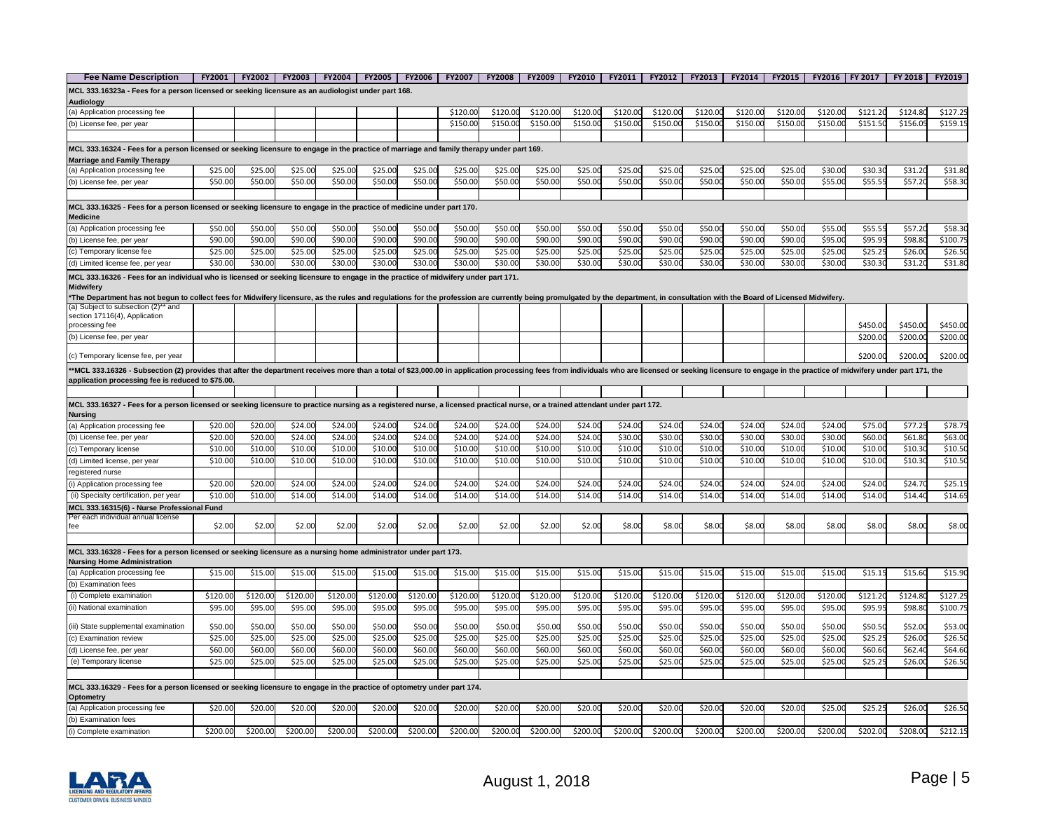| Fee Name Description | FY2001 | FY2002 | FY2003 | FY2004 | FY2005 | FY2006 | FY2007 | FY2008 | FY2009 | FY2010 | FY2011 | FY2012 | FY2013 | FY2014 | FY2015 | FY2016 | FY 2017 | FY 2018 | FY2019 |
|---|---|---|---|---|---|---|---|---|---|---|---|---|---|---|---|---|---|---|---|
| **MCL 333.16323a - Fees for a person licensed or seeking licensure as an audiologist under part 168.** | | | | | | | | | | | | | | | | | | | |
| **Audiology** | | | | | | | | | | | | | | | | | | | |
| (a) Application processing fee | | | | | | | $120.00 | $120.00 | $120.00 | $120.00 | $120.00 | $120.00 | $120.00 | $120.00 | $120.00 | $120.00 | $121.20 | $124.80 | $127.25 |
| (b) License fee, per year | | | | | | | $150.00 | $150.00 | $150.00 | $150.00 | $150.00 | $150.00 | $150.00 | $150.00 | $150.00 | $150.00 | $151.50 | $156.05 | $159.15 |
| **MCL 333.16324 - Fees for a person licensed or seeking licensure to engage in the practice of marriage and family therapy under part 169.** | | | | | | | | | | | | | | | | | | | |
| **Marriage and Family Therapy** | | | | | | | | | | | | | | | | | | | |
| (a) Application processing fee | $25.00 | $25.00 | $25.00 | $25.00 | $25.00 | $25.00 | $25.00 | $25.00 | $25.00 | $25.00 | $25.00 | $25.00 | $25.00 | $25.00 | $25.00 | $30.00 | $30.30 | $31.20 | $31.80 |
| (b) License fee, per year | $50.00 | $50.00 | $50.00 | $50.00 | $50.00 | $50.00 | $50.00 | $50.00 | $50.00 | $50.00 | $50.00 | $50.00 | $50.00 | $50.00 | $50.00 | $55.00 | $55.55 | $57.20 | $58.30 |
| **MCL 333.16325 - Fees for a person licensed or seeking licensure to engage in the practice of medicine under part 170.** | | | | | | | | | | | | | | | | | | | |
| **Medicine** | | | | | | | | | | | | | | | | | | | |
| (a) Application processing fee | $50.00 | $50.00 | $50.00 | $50.00 | $50.00 | $50.00 | $50.00 | $50.00 | $50.00 | $50.00 | $50.00 | $50.00 | $50.00 | $50.00 | $50.00 | $55.00 | $55.55 | $57.20 | $58.30 |
| (b) License fee, per year | $90.00 | $90.00 | $90.00 | $90.00 | $90.00 | $90.00 | $90.00 | $90.00 | $90.00 | $90.00 | $90.00 | $90.00 | $90.00 | $90.00 | $90.00 | $95.00 | $95.95 | $98.80 | $100.75 |
| (c) Temporary license fee | $25.00 | $25.00 | $25.00 | $25.00 | $25.00 | $25.00 | $25.00 | $25.00 | $25.00 | $25.00 | $25.00 | $25.00 | $25.00 | $25.00 | $25.00 | $25.00 | $25.25 | $26.00 | $26.50 |
| (d) Limited license fee, per year | $30.00 | $30.00 | $30.00 | $30.00 | $30.00 | $30.00 | $30.00 | $30.00 | $30.00 | $30.00 | $30.00 | $30.00 | $30.00 | $30.00 | $30.00 | $30.00 | $30.30 | $31.20 | $31.80 |
| **MCL 333.16326 - Fees for an individual who is licensed or seeking licensure to engage in the practice of midwifery under part 171.** | | | | | | | | | | | | | | | | | | | |
| **Midwifery** | | | | | | | | | | | | | | | | | | | |
| ***The Department has not begun to collect fees for Midwifery licensure, as the rules and regulations for the profession are currently being promulgated by the department, in consultation with the Board of Licensed Midwifery.** | | | | | | | | | | | | | | | | | | | |
| (a) Subject to subsection (2)** and section 17116(4), Application processing fee | | | | | | | | | | | | | | | | | $450.00 | $450.00 | $450.00 |
| (b) License fee, per year | | | | | | | | | | | | | | | | | $200.00 | $200.00 | $200.00 |
| (c) Temporary license fee, per year | | | | | | | | | | | | | | | | | $200.00 | $200.00 | $200.00 |
| ****MCL 333.16326 - Subsection (2) provides that after the department receives more than a total of $23,000.00 in application processing fees from individuals who are licensed or seeking licensure to engage in the practice of midwifery under part 171, the application processing fee is reduced to $75.00.** | | | | | | | | | | | | | | | | | | | |
| **MCL 333.16327 - Fees for a person licensed or seeking licensure to practice nursing as a registered nurse, a licensed practical nurse, or a trained attendant under part 172.** | | | | | | | | | | | | | | | | | | | |
| **Nursing** | | | | | | | | | | | | | | | | | | | |
| (a) Application processing fee | $20.00 | $20.00 | $24.00 | $24.00 | $24.00 | $24.00 | $24.00 | $24.00 | $24.00 | $24.00 | $24.00 | $24.00 | $24.00 | $24.00 | $24.00 | $24.00 | $75.00 | $77.25 | $78.75 |
| (b) License fee, per year | $20.00 | $20.00 | $24.00 | $24.00 | $24.00 | $24.00 | $24.00 | $24.00 | $24.00 | $24.00 | $30.00 | $30.00 | $30.00 | $30.00 | $30.00 | $30.00 | $60.00 | $61.80 | $63.00 |
| (c) Temporary license | $10.00 | $10.00 | $10.00 | $10.00 | $10.00 | $10.00 | $10.00 | $10.00 | $10.00 | $10.00 | $10.00 | $10.00 | $10.00 | $10.00 | $10.00 | $10.00 | $10.00 | $10.30 | $10.50 |
| (d) Limited license, per year | $10.00 | $10.00 | $10.00 | $10.00 | $10.00 | $10.00 | $10.00 | $10.00 | $10.00 | $10.00 | $10.00 | $10.00 | $10.00 | $10.00 | $10.00 | $10.00 | $10.00 | $10.30 | $10.50 |
| registered nurse | | | | | | | | | | | | | | | | | | | |
| (i) Application processing fee | $20.00 | $20.00 | $24.00 | $24.00 | $24.00 | $24.00 | $24.00 | $24.00 | $24.00 | $24.00 | $24.00 | $24.00 | $24.00 | $24.00 | $24.00 | $24.00 | $24.00 | $24.70 | $25.15 |
| (ii) Specialty certification, per year | $10.00 | $10.00 | $14.00 | $14.00 | $14.00 | $14.00 | $14.00 | $14.00 | $14.00 | $14.00 | $14.00 | $14.00 | $14.00 | $14.00 | $14.00 | $14.00 | $14.00 | $14.40 | $14.65 |
| **MCL 333.16315(6) - Nurse Professional Fund** | | | | | | | | | | | | | | | | | | | |
| Per each individual annual license fee | $2.00 | $2.00 | $2.00 | $2.00 | $2.00 | $2.00 | $2.00 | $2.00 | $2.00 | $2.00 | $8.00 | $8.00 | $8.00 | $8.00 | $8.00 | $8.00 | $8.00 | $8.00 | $8.00 |
| **MCL 333.16328 - Fees for a person licensed or seeking licensure as a nursing home administrator under part 173.** | | | | | | | | | | | | | | | | | | | |
| **Nursing Home Administration** | | | | | | | | | | | | | | | | | | | |
| (a) Application processing fee | $15.00 | $15.00 | $15.00 | $15.00 | $15.00 | $15.00 | $15.00 | $15.00 | $15.00 | $15.00 | $15.00 | $15.00 | $15.00 | $15.00 | $15.00 | $15.00 | $15.15 | $15.60 | $15.90 |
| (b) Examination fees | | | | | | | | | | | | | | | | | | | |
| (i) Complete examination | $120.00 | $120.00 | $120.00 | $120.00 | $120.00 | $120.00 | $120.00 | $120.00 | $120.00 | $120.00 | $120.00 | $120.00 | $120.00 | $120.00 | $120.00 | $120.00 | $121.20 | $124.80 | $127.25 |
| (ii) National examination | $95.00 | $95.00 | $95.00 | $95.00 | $95.00 | $95.00 | $95.00 | $95.00 | $95.00 | $95.00 | $95.00 | $95.00 | $95.00 | $95.00 | $95.00 | $95.00 | $95.95 | $98.80 | $100.75 |
| (iii) State supplemental examination | $50.00 | $50.00 | $50.00 | $50.00 | $50.00 | $50.00 | $50.00 | $50.00 | $50.00 | $50.00 | $50.00 | $50.00 | $50.00 | $50.00 | $50.00 | $50.00 | $50.50 | $52.00 | $53.00 |
| (c) Examination review | $25.00 | $25.00 | $25.00 | $25.00 | $25.00 | $25.00 | $25.00 | $25.00 | $25.00 | $25.00 | $25.00 | $25.00 | $25.00 | $25.00 | $25.00 | $25.00 | $25.25 | $26.00 | $26.50 |
| (d) License fee, per year | $60.00 | $60.00 | $60.00 | $60.00 | $60.00 | $60.00 | $60.00 | $60.00 | $60.00 | $60.00 | $60.00 | $60.00 | $60.00 | $60.00 | $60.00 | $60.00 | $60.60 | $62.40 | $64.60 |
| (e) Temporary license | $25.00 | $25.00 | $25.00 | $25.00 | $25.00 | $25.00 | $25.00 | $25.00 | $25.00 | $25.00 | $25.00 | $25.00 | $25.00 | $25.00 | $25.00 | $25.00 | $25.25 | $26.00 | $26.50 |
| **MCL 333.16329 - Fees for a person licensed or seeking licensure to engage in the practice of optometry under part 174.** | | | | | | | | | | | | | | | | | | | |
| **Optometry** | | | | | | | | | | | | | | | | | | | |
| (a) Application processing fee | $20.00 | $20.00 | $20.00 | $20.00 | $20.00 | $20.00 | $20.00 | $20.00 | $20.00 | $20.00 | $20.00 | $20.00 | $20.00 | $20.00 | $20.00 | $25.00 | $25.25 | $26.00 | $26.50 |
| (b) Examination fees | | | | | | | | | | | | | | | | | | | |
| (i) Complete examination | $200.00 | $200.00 | $200.00 | $200.00 | $200.00 | $200.00 | $200.00 | $200.00 | $200.00 | $200.00 | $200.00 | $200.00 | $200.00 | $200.00 | $200.00 | $200.00 | $202.00 | $208.00 | $212.15 |

August 1, 2018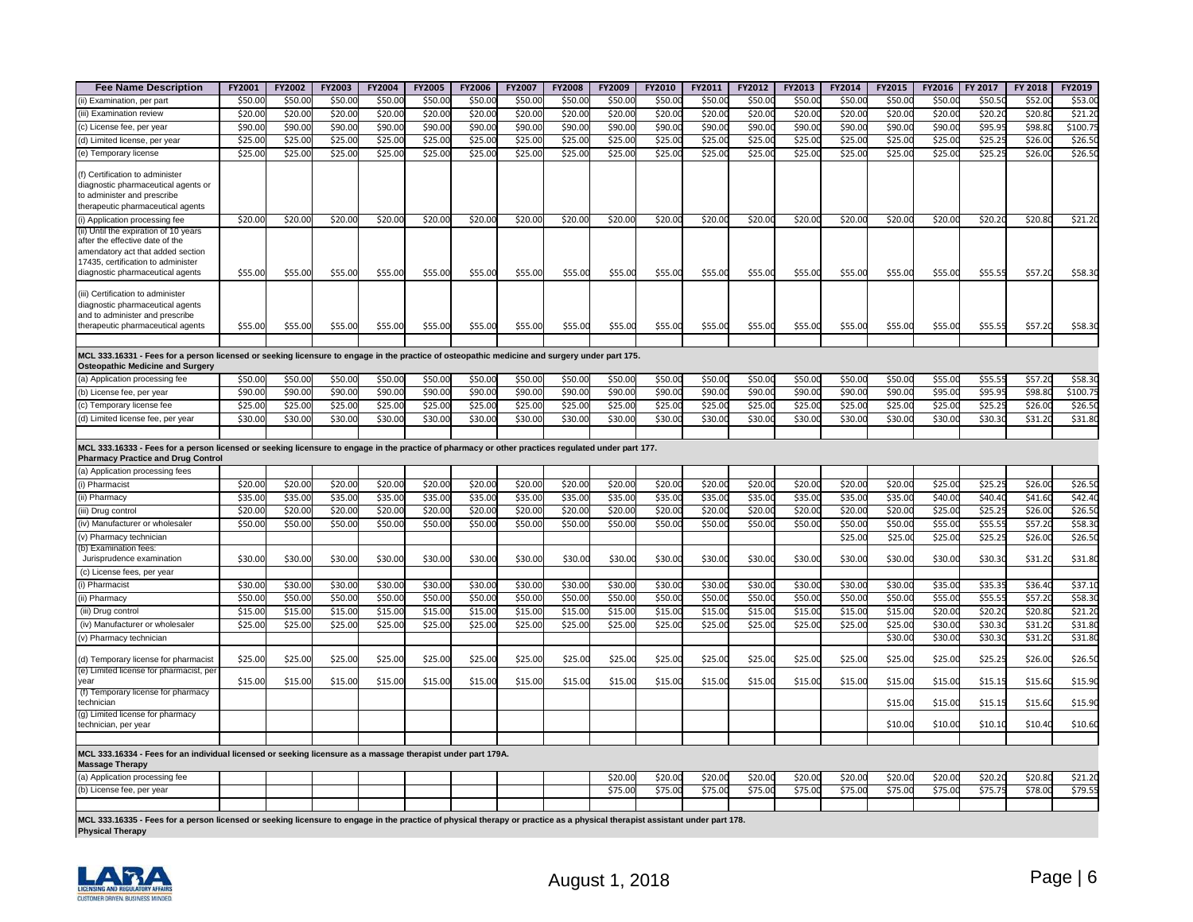| Fee Name Description | FY2001 | FY2002 | FY2003 | FY2004 | FY2005 | FY2006 | FY2007 | FY2008 | FY2009 | FY2010 | FY2011 | FY2012 | FY2013 | FY2014 | FY2015 | FY2016 | FY 2017 | FY 2018 | FY2019 |
|---|---|---|---|---|---|---|---|---|---|---|---|---|---|---|---|---|---|---|---|
| (ii) Examination, per part | $50.00 | $50.00 | $50.00 | $50.00 | $50.00 | $50.00 | $50.00 | $50.00 | $50.00 | $50.00 | $50.00 | $50.00 | $50.00 | $50.00 | $50.00 | $50.00 | $50.50 | $52.00 | $53.00 |
| (iii) Examination review | $20.00 | $20.00 | $20.00 | $20.00 | $20.00 | $20.00 | $20.00 | $20.00 | $20.00 | $20.00 | $20.00 | $20.00 | $20.00 | $20.00 | $20.00 | $20.00 | $20.20 | $20.80 | $21.20 |
| (c) License fee, per year | $90.00 | $90.00 | $90.00 | $90.00 | $90.00 | $90.00 | $90.00 | $90.00 | $90.00 | $90.00 | $90.00 | $90.00 | $90.00 | $90.00 | $90.00 | $90.00 | $95.95 | $98.80 | $100.75 |
| (d) Limited license, per year | $25.00 | $25.00 | $25.00 | $25.00 | $25.00 | $25.00 | $25.00 | $25.00 | $25.00 | $25.00 | $25.00 | $25.00 | $25.00 | $25.00 | $25.00 | $25.00 | $25.25 | $26.00 | $26.50 |
| (e) Temporary license | $25.00 | $25.00 | $25.00 | $25.00 | $25.00 | $25.00 | $25.00 | $25.00 | $25.00 | $25.00 | $25.00 | $25.00 | $25.00 | $25.00 | $25.00 | $25.00 | $25.25 | $26.00 | $26.50 |
| (f) Certification to administer diagnostic pharmaceutical agents or to administer and prescribe therapeutic pharmaceutical agents | | | | | | | | | | | | | | | | | | | |
| (i) Application processing fee | $20.00 | $20.00 | $20.00 | $20.00 | $20.00 | $20.00 | $20.00 | $20.00 | $20.00 | $20.00 | $20.00 | $20.00 | $20.00 | $20.00 | $20.00 | $20.00 | $20.20 | $20.80 | $21.20 |
| (ii) Until the expiration of 10 years after the effective date of the amendatory act that added section 17435, certification to administer diagnostic pharmaceutical agents | $55.00 | $55.00 | $55.00 | $55.00 | $55.00 | $55.00 | $55.00 | $55.00 | $55.00 | $55.00 | $55.00 | $55.00 | $55.00 | $55.00 | $55.00 | $55.00 | $55.55 | $57.20 | $58.30 |
| (iii) Certification to administer diagnostic pharmaceutical agents and to administer and prescribe therapeutic pharmaceutical agents | $55.00 | $55.00 | $55.00 | $55.00 | $55.00 | $55.00 | $55.00 | $55.00 | $55.00 | $55.00 | $55.00 | $55.00 | $55.00 | $55.00 | $55.00 | $55.00 | $55.55 | $57.20 | $58.30 |
| | | | | | | | | | | | | | | | | | | | |
| **MCL 333.16331 - Fees for a person licensed or seeking licensure to engage in the practice of osteopathic medicine and surgery under part 175. Osteopathic Medicine and Surgery** | | | | | | | | | | | | | | | | | | | |
| (a) Application processing fee | $50.00 | $50.00 | $50.00 | $50.00 | $50.00 | $50.00 | $50.00 | $50.00 | $50.00 | $50.00 | $50.00 | $50.00 | $50.00 | $50.00 | $50.00 | $55.00 | $55.55 | $57.20 | $58.30 |
| (b) License fee, per year | $90.00 | $90.00 | $90.00 | $90.00 | $90.00 | $90.00 | $90.00 | $90.00 | $90.00 | $90.00 | $90.00 | $90.00 | $90.00 | $90.00 | $90.00 | $95.00 | $95.95 | $98.80 | $100.75 |
| (c) Temporary license fee | $25.00 | $25.00 | $25.00 | $25.00 | $25.00 | $25.00 | $25.00 | $25.00 | $25.00 | $25.00 | $25.00 | $25.00 | $25.00 | $25.00 | $25.00 | $25.00 | $25.25 | $26.00 | $26.50 |
| (d) Limited license fee, per year | $30.00 | $30.00 | $30.00 | $30.00 | $30.00 | $30.00 | $30.00 | $30.00 | $30.00 | $30.00 | $30.00 | $30.00 | $30.00 | $30.00 | $30.00 | $30.00 | $30.30 | $31.20 | $31.80 |
| | | | | | | | | | | | | | | | | | | | |
| **MCL 333.16333 - Fees for a person licensed or seeking licensure to engage in the practice of pharmacy or other practices regulated under part 177. Pharmacy Practice and Drug Control** | | | | | | | | | | | | | | | | | | | |
| (a) Application processing fees | | | | | | | | | | | | | | | | | | | |
| (i) Pharmacist | $20.00 | $20.00 | $20.00 | $20.00 | $20.00 | $20.00 | $20.00 | $20.00 | $20.00 | $20.00 | $20.00 | $20.00 | $20.00 | $20.00 | $20.00 | $25.00 | $25.25 | $26.00 | $26.50 |
| (ii) Pharmacy | $35.00 | $35.00 | $35.00 | $35.00 | $35.00 | $35.00 | $35.00 | $35.00 | $35.00 | $35.00 | $35.00 | $35.00 | $35.00 | $35.00 | $35.00 | $40.00 | $40.40 | $41.60 | $42.40 |
| (iii) Drug control | $20.00 | $20.00 | $20.00 | $20.00 | $20.00 | $20.00 | $20.00 | $20.00 | $20.00 | $20.00 | $20.00 | $20.00 | $20.00 | $20.00 | $20.00 | $25.00 | $25.25 | $26.00 | $26.50 |
| (iv) Manufacturer or wholesaler | $50.00 | $50.00 | $50.00 | $50.00 | $50.00 | $50.00 | $50.00 | $50.00 | $50.00 | $50.00 | $50.00 | $50.00 | $50.00 | $50.00 | $50.00 | $55.00 | $55.55 | $57.20 | $58.30 |
| (v) Pharmacy technician | | | | | | | | | | | | | | $25.00 | $25.00 | $25.00 | $25.25 | $26.00 | $26.50 |
| (b) Examination fees: Jurisprudence examination | $30.00 | $30.00 | $30.00 | $30.00 | $30.00 | $30.00 | $30.00 | $30.00 | $30.00 | $30.00 | $30.00 | $30.00 | $30.00 | $30.00 | $30.00 | $30.00 | $30.30 | $31.20 | $31.80 |
| (c) License fees, per year | | | | | | | | | | | | | | | | | | | |
| (i) Pharmacist | $30.00 | $30.00 | $30.00 | $30.00 | $30.00 | $30.00 | $30.00 | $30.00 | $30.00 | $30.00 | $30.00 | $30.00 | $30.00 | $30.00 | $30.00 | $35.00 | $35.35 | $36.40 | $37.10 |
| (ii) Pharmacy | $50.00 | $50.00 | $50.00 | $50.00 | $50.00 | $50.00 | $50.00 | $50.00 | $50.00 | $50.00 | $50.00 | $50.00 | $50.00 | $50.00 | $50.00 | $55.00 | $55.55 | $57.20 | $58.30 |
| (iii) Drug control | $15.00 | $15.00 | $15.00 | $15.00 | $15.00 | $15.00 | $15.00 | $15.00 | $15.00 | $15.00 | $15.00 | $15.00 | $15.00 | $15.00 | $15.00 | $20.00 | $20.20 | $20.80 | $21.20 |
| (iv) Manufacturer or wholesaler | $25.00 | $25.00 | $25.00 | $25.00 | $25.00 | $25.00 | $25.00 | $25.00 | $25.00 | $25.00 | $25.00 | $25.00 | $25.00 | $25.00 | $25.00 | $30.00 | $30.30 | $31.20 | $31.80 |
| (v) Pharmacy technician | | | | | | | | | | | | | | | $30.00 | $30.00 | $30.30 | $31.20 | $31.80 |
| (d) Temporary license for pharmacist | $25.00 | $25.00 | $25.00 | $25.00 | $25.00 | $25.00 | $25.00 | $25.00 | $25.00 | $25.00 | $25.00 | $25.00 | $25.00 | $25.00 | $25.00 | $25.00 | $25.25 | $26.00 | $26.50 |
| (e) Limited license for pharmacist, per year | $15.00 | $15.00 | $15.00 | $15.00 | $15.00 | $15.00 | $15.00 | $15.00 | $15.00 | $15.00 | $15.00 | $15.00 | $15.00 | $15.00 | $15.00 | $15.00 | $15.15 | $15.60 | $15.90 |
| (f) Temporary license for pharmacy technician | | | | | | | | | | | | | | | $15.00 | $15.00 | $15.15 | $15.60 | $15.90 |
| (g) Limited license for pharmacy technician, per year | | | | | | | | | | | | | | | $10.00 | $10.00 | $10.10 | $10.40 | $10.60 |
| | | | | | | | | | | | | | | | | | | | |
| **MCL 333.16334 - Fees for an individual licensed or seeking licensure as a massage therapist under part 179A. Massage Therapy** | | | | | | | | | | | | | | | | | | | |
| (a) Application processing fee | | | | | | | | | $20.00 | $20.00 | $20.00 | $20.00 | $20.00 | $20.00 | $20.00 | $20.00 | $20.20 | $20.80 | $21.20 |
| (b) License fee, per year | | | | | | | | | $75.00 | $75.00 | $75.00 | $75.00 | $75.00 | $75.00 | $75.00 | $75.00 | $75.75 | $78.00 | $79.55 |
| | | | | | | | | | | | | | | | | | | | |
| **MCL 333.16335 - Fees for a person licensed or seeking licensure to engage in the practice of physical therapy or practice as a physical therapist assistant under part 178. Physical Therapy** | | | | | | | | | | | | | | | | | | | |

August 1, 2018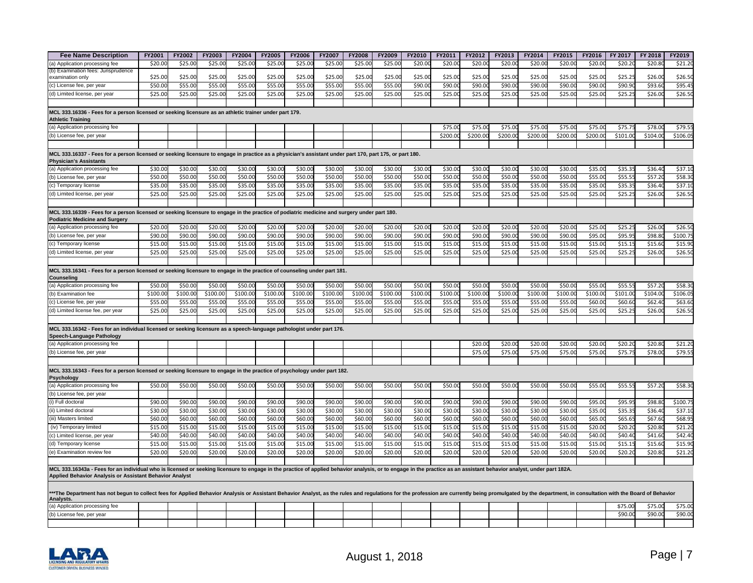| Fee Name Description | FY2001 | FY2002 | FY2003 | FY2004 | FY2005 | FY2006 | FY2007 | FY2008 | FY2009 | FY2010 | FY2011 | FY2012 | FY2013 | FY2014 | FY2015 | FY2016 | FY 2017 | FY 2018 | FY2019 |
|---|---|---|---|---|---|---|---|---|---|---|---|---|---|---|---|---|---|---|---|
| (a) Application processing fee | $20.00 | $25.00 | $25.00 | $25.00 | $25.00 | $25.00 | $25.00 | $25.00 | $25.00 | $20.00 | $20.00 | $20.00 | $20.00 | $20.00 | $20.00 | $20.00 | $20.20 | $20.80 | $21.20 |
| (b) Examination fees: Jurisprudence examination only | $25.00 | $25.00 | $25.00 | $25.00 | $25.00 | $25.00 | $25.00 | $25.00 | $25.00 | $25.00 | $25.00 | $25.00 | $25.00 | $25.00 | $25.00 | $25.00 | $25.25 | $26.00 | $26.50 |
| (c) License fee, per year | $50.00 | $55.00 | $55.00 | $55.00 | $55.00 | $55.00 | $55.00 | $55.00 | $55.00 | $90.00 | $90.00 | $90.00 | $90.00 | $90.00 | $90.00 | $90.00 | $90.90 | $93.60 | $95.45 |
| (d) Limited license, per year | $25.00 | $25.00 | $25.00 | $25.00 | $25.00 | $25.00 | $25.00 | $25.00 | $25.00 | $25.00 | $25.00 | $25.00 | $25.00 | $25.00 | $25.00 | $25.00 | $25.25 | $26.00 | $26.50 |
| | | | | | | | | | | | | | | | | | | | |
| **MCL 333.16336 - Fees for a person licensed or seeking licensure as an athletic trainer under part 179. Athletic Training** | | | | | | | | | | | | | | | | | | | |
| (a) Application processing fee | | | | | | | | | | | $75.00 | $75.00 | $75.00 | $75.00 | $75.00 | $75.00 | $75.75 | $78.00 | $79.55 |
| (b) License fee, per year | | | | | | | | | | | $200.00 | $200.00 | $200.00 | $200.00 | $200.00 | $200.00 | $101.00 | $104.00 | $106.05 |
| | | | | | | | | | | | | | | | | | | | |
| **MCL 333.16337 - Fees for a person licensed or seeking licensure to engage in practice as a physician's assistant under part 170, part 175, or part 180. Physician's Assistants** | | | | | | | | | | | | | | | | | | | |
| (a) Application processing fee | $30.00 | $30.00 | $30.00 | $30.00 | $30.00 | $30.00 | $30.00 | $30.00 | $30.00 | $30.00 | $30.00 | $30.00 | $30.00 | $30.00 | $30.00 | $35.00 | $35.35 | $36.40 | $37.10 |
| (b) License fee, per year | $50.00 | $50.00 | $50.00 | $50.00 | $50.00 | $50.00 | $50.00 | $50.00 | $50.00 | $50.00 | $50.00 | $50.00 | $50.00 | $50.00 | $50.00 | $55.00 | $55.55 | $57.20 | $58.30 |
| (c) Temporary license | $35.00 | $35.00 | $35.00 | $35.00 | $35.00 | $35.00 | $35.00 | $35.00 | $35.00 | $35.00 | $35.00 | $35.00 | $35.00 | $35.00 | $35.00 | $35.00 | $35.35 | $36.40 | $37.10 |
| (d) Limited license, per year | $25.00 | $25.00 | $25.00 | $25.00 | $25.00 | $25.00 | $25.00 | $25.00 | $25.00 | $25.00 | $25.00 | $25.00 | $25.00 | $25.00 | $25.00 | $25.00 | $25.25 | $26.00 | $26.50 |
| | | | | | | | | | | | | | | | | | | | |
| **MCL 333.16339 - Fees for a person licensed or seeking licensure to engage in the practice of podiatric medicine and surgery under part 180. Podiatric Medicine and Surgery** | | | | | | | | | | | | | | | | | | | |
| (a) Application processing fee | $20.00 | $20.00 | $20.00 | $20.00 | $20.00 | $20.00 | $20.00 | $20.00 | $20.00 | $20.00 | $20.00 | $20.00 | $20.00 | $20.00 | $20.00 | $25.00 | $25.25 | $26.00 | $26.50 |
| (b) License fee, per year | $90.00 | $90.00 | $90.00 | $90.00 | $90.00 | $90.00 | $90.00 | $90.00 | $90.00 | $90.00 | $90.00 | $90.00 | $90.00 | $90.00 | $90.00 | $95.00 | $95.95 | $98.80 | $100.75 |
| (c) Temporary license | $15.00 | $15.00 | $15.00 | $15.00 | $15.00 | $15.00 | $15.00 | $15.00 | $15.00 | $15.00 | $15.00 | $15.00 | $15.00 | $15.00 | $15.00 | $15.00 | $15.15 | $15.60 | $15.90 |
| (d) Limited license, per year | $25.00 | $25.00 | $25.00 | $25.00 | $25.00 | $25.00 | $25.00 | $25.00 | $25.00 | $25.00 | $25.00 | $25.00 | $25.00 | $25.00 | $25.00 | $25.00 | $25.25 | $26.00 | $26.50 |
| | | | | | | | | | | | | | | | | | | | |
| **MCL 333.16341 - Fees for a person licensed or seeking licensure to engage in the practice of counseling under part 181. Counseling** | | | | | | | | | | | | | | | | | | | |
| (a) Application processing fee | $50.00 | $50.00 | $50.00 | $50.00 | $50.00 | $50.00 | $50.00 | $50.00 | $50.00 | $50.00 | $50.00 | $50.00 | $50.00 | $50.00 | $50.00 | $55.00 | $55.55 | $57.20 | $58.30 |
| (b) Examination fee | $100.00 | $100.00 | $100.00 | $100.00 | $100.00 | $100.00 | $100.00 | $100.00 | $100.00 | $100.00 | $100.00 | $100.00 | $100.00 | $100.00 | $100.00 | $100.00 | $101.00 | $104.00 | $106.05 |
| (c) License fee, per year | $55.00 | $55.00 | $55.00 | $55.00 | $55.00 | $55.00 | $55.00 | $55.00 | $55.00 | $55.00 | $55.00 | $55.00 | $55.00 | $55.00 | $55.00 | $60.00 | $60.60 | $62.40 | $63.60 |
| (d) Limited license fee, per year | $25.00 | $25.00 | $25.00 | $25.00 | $25.00 | $25.00 | $25.00 | $25.00 | $25.00 | $25.00 | $25.00 | $25.00 | $25.00 | $25.00 | $25.00 | $25.00 | $25.25 | $26.00 | $26.50 |
| | | | | | | | | | | | | | | | | | | | |
| **MCL 333.16342 - Fees for an individual licensed or seeking licensure as a speech-language pathologist under part 176. Speech-Language Pathology** | | | | | | | | | | | | | | | | | | | |
| (a) Application processing fee | | | | | | | | | | | | $20.00 | $20.00 | $20.00 | $20.00 | $20.00 | $20.20 | $20.80 | $21.20 |
| (b) License fee, per year | | | | | | | | | | | | $75.00 | $75.00 | $75.00 | $75.00 | $75.00 | $75.75 | $78.00 | $79.55 |
| | | | | | | | | | | | | | | | | | | | |
| **MCL 333.16343 - Fees for a person licensed or seeking licensure to engage in the practice of psychology under part 182. Psychology** | | | | | | | | | | | | | | | | | | | |
| (a) Application processing fee | $50.00 | $50.00 | $50.00 | $50.00 | $50.00 | $50.00 | $50.00 | $50.00 | $50.00 | $50.00 | $50.00 | $50.00 | $50.00 | $50.00 | $50.00 | $55.00 | $55.55 | $57.20 | $58.30 |
| (b) License fee, per year | | | | | | | | | | | | | | | | | | | |
| (i) Full doctoral | $90.00 | $90.00 | $90.00 | $90.00 | $90.00 | $90.00 | $90.00 | $90.00 | $90.00 | $90.00 | $90.00 | $90.00 | $90.00 | $90.00 | $90.00 | $95.00 | $95.95 | $98.80 | $100.75 |
| (ii) Limited doctoral | $30.00 | $30.00 | $30.00 | $30.00 | $30.00 | $30.00 | $30.00 | $30.00 | $30.00 | $30.00 | $30.00 | $30.00 | $30.00 | $30.00 | $30.00 | $35.00 | $35.35 | $36.40 | $37.10 |
| (iii) Masters limited | $60.00 | $60.00 | $60.00 | $60.00 | $60.00 | $60.00 | $60.00 | $60.00 | $60.00 | $60.00 | $60.00 | $60.00 | $60.00 | $60.00 | $60.00 | $65.00 | $65.65 | $67.60 | $68.95 |
| (iv) Temporary limited | $15.00 | $15.00 | $15.00 | $15.00 | $15.00 | $15.00 | $15.00 | $15.00 | $15.00 | $15.00 | $15.00 | $15.00 | $15.00 | $15.00 | $15.00 | $20.00 | $20.20 | $20.80 | $21.20 |
| (c) Limited license, per year | $40.00 | $40.00 | $40.00 | $40.00 | $40.00 | $40.00 | $40.00 | $40.00 | $40.00 | $40.00 | $40.00 | $40.00 | $40.00 | $40.00 | $40.00 | $40.00 | $40.40 | $41.60 | $42.40 |
| (d) Temporary license | $15.00 | $15.00 | $15.00 | $15.00 | $15.00 | $15.00 | $15.00 | $15.00 | $15.00 | $15.00 | $15.00 | $15.00 | $15.00 | $15.00 | $15.00 | $15.00 | $15.15 | $15.60 | $15.90 |
| (e) Examination review fee | $20.00 | $20.00 | $20.00 | $20.00 | $20.00 | $20.00 | $20.00 | $20.00 | $20.00 | $20.00 | $20.00 | $20.00 | $20.00 | $20.00 | $20.00 | $20.00 | $20.20 | $20.80 | $21.20 |
| | | | | | | | | | | | | | | | | | | | |
| **MCL 333.16343a - Fees for an individual who is licensed or seeking licensure to engage in the practice of applied behavior analysis, or to engage in the practice as an assistant behavior analyst, under part 182A. Applied Behavior Analysis or Assistant Behavior Analyst** | | | | | | | | | | | | | | | | | | | |
| **\*\*\*The Department has not begun to collect fees for Applied Behavior Analysis or Assistant Behavior Analyst, as the rules and regulations for the profession are currently being promulgated by the department, in consultation with the Board of Behavior Analysts.** | | | | | | | | | | | | | | | | | | | |
| (a) Application processing fee | | | | | | | | | | | | | | | | | $75.00 | $75.00 | $75.00 |
| (b) License fee, per year | | | | | | | | | | | | | | | | | $90.00 | $90.00 | $90.00 |

August 1, 2018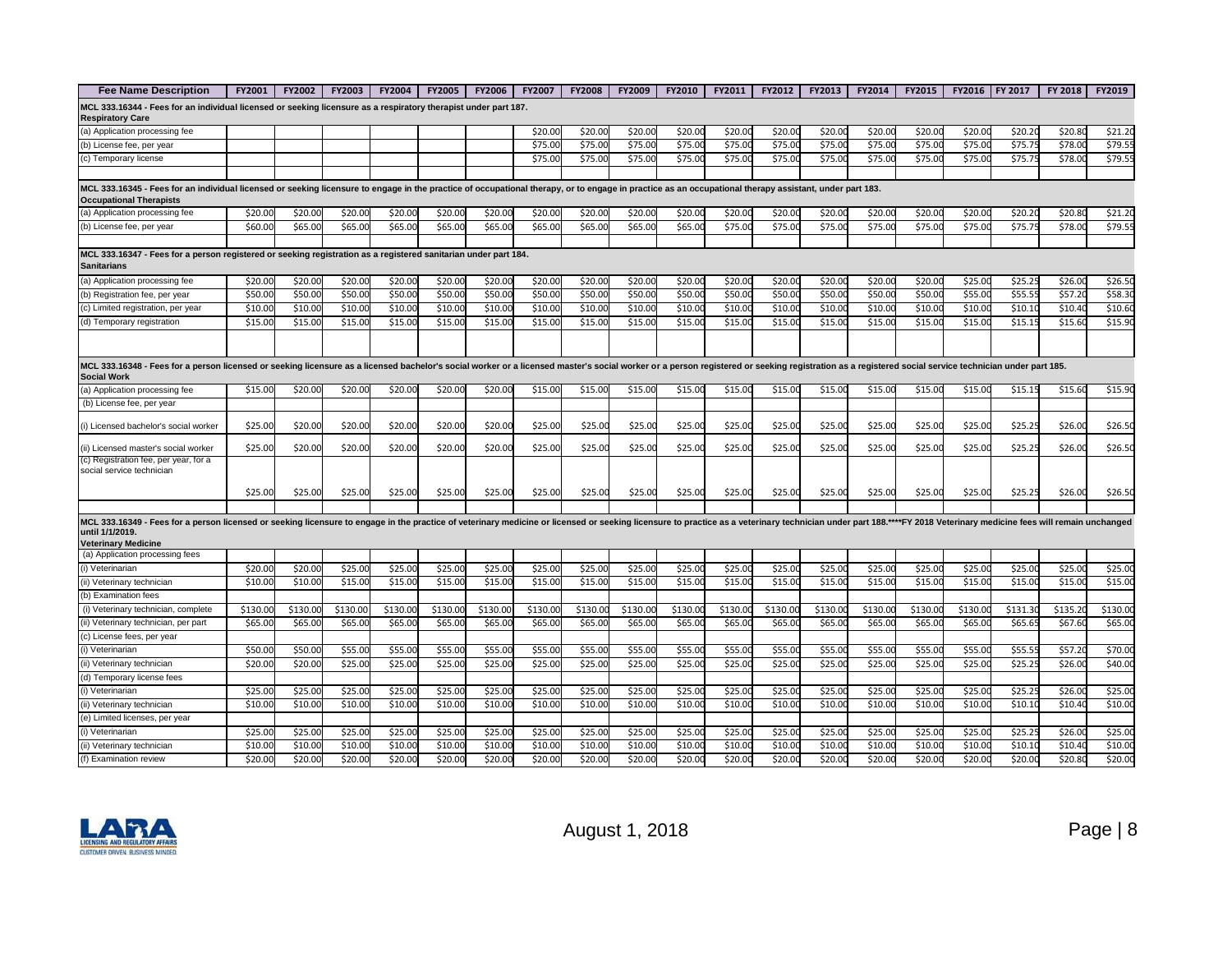| Fee Name Description | FY2001 | FY2002 | FY2003 | FY2004 | FY2005 | FY2006 | FY2007 | FY2008 | FY2009 | FY2010 | FY2011 | FY2012 | FY2013 | FY2014 | FY2015 | FY2016 | FY 2017 | FY 2018 | FY2019 |
|---|---|---|---|---|---|---|---|---|---|---|---|---|---|---|---|---|---|---|---|
| **MCL 333.16344 - Fees for an individual licensed or seeking licensure as a respiratory therapist under part 187. Respiratory Care** | | | | | | | | | | | | | | | | | | | |
| (a) Application processing fee | | | | | | | $20.00 | $20.00 | $20.00 | $20.00 | $20.00 | $20.00 | $20.00 | $20.00 | $20.00 | $20.00 | $20.20 | $20.80 | $21.20 |
| (b) License fee, per year | | | | | | | $75.00 | $75.00 | $75.00 | $75.00 | $75.00 | $75.00 | $75.00 | $75.00 | $75.00 | $75.00 | $75.75 | $78.00 | $79.55 |
| (c) Temporary license | | | | | | | $75.00 | $75.00 | $75.00 | $75.00 | $75.00 | $75.00 | $75.00 | $75.00 | $75.00 | $75.00 | $75.75 | $78.00 | $79.55 |
| **MCL 333.16345 - Fees for an individual licensed or seeking licensure to engage in the practice of occupational therapy, or to engage in practice as an occupational therapy assistant, under part 183. Occupational Therapists** | | | | | | | | | | | | | | | | | | | |
| (a) Application processing fee | $20.00 | $20.00 | $20.00 | $20.00 | $20.00 | $20.00 | $20.00 | $20.00 | $20.00 | $20.00 | $20.00 | $20.00 | $20.00 | $20.00 | $20.00 | $20.00 | $20.20 | $20.80 | $21.20 |
| (b) License fee, per year | $60.00 | $65.00 | $65.00 | $65.00 | $65.00 | $65.00 | $65.00 | $65.00 | $65.00 | $65.00 | $75.00 | $75.00 | $75.00 | $75.00 | $75.00 | $75.00 | $75.75 | $78.00 | $79.55 |
| **MCL 333.16347 - Fees for a person registered or seeking registration as a registered sanitarian under part 184. Sanitarians** | | | | | | | | | | | | | | | | | | | |
| (a) Application processing fee | $20.00 | $20.00 | $20.00 | $20.00 | $20.00 | $20.00 | $20.00 | $20.00 | $20.00 | $20.00 | $20.00 | $20.00 | $20.00 | $20.00 | $20.00 | $25.00 | $25.25 | $26.00 | $26.50 |
| (b) Registration fee, per year | $50.00 | $50.00 | $50.00 | $50.00 | $50.00 | $50.00 | $50.00 | $50.00 | $50.00 | $50.00 | $50.00 | $50.00 | $50.00 | $50.00 | $50.00 | $55.00 | $55.55 | $57.20 | $58.30 |
| (c) Limited registration, per year | $10.00 | $10.00 | $10.00 | $10.00 | $10.00 | $10.00 | $10.00 | $10.00 | $10.00 | $10.00 | $10.00 | $10.00 | $10.00 | $10.00 | $10.00 | $10.00 | $10.10 | $10.40 | $10.60 |
| (d) Temporary registration | $15.00 | $15.00 | $15.00 | $15.00 | $15.00 | $15.00 | $15.00 | $15.00 | $15.00 | $15.00 | $15.00 | $15.00 | $15.00 | $15.00 | $15.00 | $15.00 | $15.15 | $15.60 | $15.90 |
| **MCL 333.16348 - Fees for a person licensed or seeking licensure as a licensed bachelor's social worker or a licensed master's social worker or a person registered or seeking registration as a registered social service technician under part 185. Social Work** | | | | | | | | | | | | | | | | | | | |
| (a) Application processing fee | $15.00 | $20.00 | $20.00 | $20.00 | $20.00 | $20.00 | $15.00 | $15.00 | $15.00 | $15.00 | $15.00 | $15.00 | $15.00 | $15.00 | $15.00 | $15.00 | $15.15 | $15.60 | $15.90 |
| (b) License fee, per year | | | | | | | | | | | | | | | | | | | |
| (i) Licensed bachelor's social worker | $25.00 | $20.00 | $20.00 | $20.00 | $20.00 | $20.00 | $25.00 | $25.00 | $25.00 | $25.00 | $25.00 | $25.00 | $25.00 | $25.00 | $25.00 | $25.00 | $25.25 | $26.00 | $26.50 |
| (ii) Licensed master's social worker | $25.00 | $20.00 | $20.00 | $20.00 | $20.00 | $20.00 | $25.00 | $25.00 | $25.00 | $25.00 | $25.00 | $25.00 | $25.00 | $25.00 | $25.00 | $25.00 | $25.25 | $26.00 | $26.50 |
| (c) Registration fee, per year, for a social service technician | $25.00 | $25.00 | $25.00 | $25.00 | $25.00 | $25.00 | $25.00 | $25.00 | $25.00 | $25.00 | $25.00 | $25.00 | $25.00 | $25.00 | $25.00 | $25.00 | $25.25 | $26.00 | $26.50 |
| **MCL 333.16349 - Fees for a person licensed or seeking licensure to engage in the practice of veterinary medicine or licensed or seeking licensure to practice as a veterinary technician under part 188.\*\*\*\*FY 2018 Veterinary medicine fees will remain unchanged until 1/1/2019. Veterinary Medicine** | | | | | | | | | | | | | | | | | | | |
| (a) Application processing fees | | | | | | | | | | | | | | | | | | | |
| (i) Veterinarian | $20.00 | $20.00 | $25.00 | $25.00 | $25.00 | $25.00 | $25.00 | $25.00 | $25.00 | $25.00 | $25.00 | $25.00 | $25.00 | $25.00 | $25.00 | $25.00 | $25.00 | $25.00 | $25.00 |
| (ii) Veterinary technician | $10.00 | $10.00 | $15.00 | $15.00 | $15.00 | $15.00 | $15.00 | $15.00 | $15.00 | $15.00 | $15.00 | $15.00 | $15.00 | $15.00 | $15.00 | $15.00 | $15.00 | $15.00 | $15.00 |
| (b) Examination fees | | | | | | | | | | | | | | | | | | | |
| (i) Veterinary technician, complete | $130.00 | $130.00 | $130.00 | $130.00 | $130.00 | $130.00 | $130.00 | $130.00 | $130.00 | $130.00 | $130.00 | $130.00 | $130.00 | $130.00 | $130.00 | $130.00 | $131.30 | $135.20 | $130.00 |
| (ii) Veterinary technician, per part | $65.00 | $65.00 | $65.00 | $65.00 | $65.00 | $65.00 | $65.00 | $65.00 | $65.00 | $65.00 | $65.00 | $65.00 | $65.00 | $65.00 | $65.00 | $65.00 | $65.65 | $67.60 | $65.00 |
| (c) License fees, per year | | | | | | | | | | | | | | | | | | | |
| (i) Veterinarian | $50.00 | $50.00 | $55.00 | $55.00 | $55.00 | $55.00 | $55.00 | $55.00 | $55.00 | $55.00 | $55.00 | $55.00 | $55.00 | $55.00 | $55.00 | $55.00 | $55.55 | $57.20 | $70.00 |
| (ii) Veterinary technician | $20.00 | $20.00 | $25.00 | $25.00 | $25.00 | $25.00 | $25.00 | $25.00 | $25.00 | $25.00 | $25.00 | $25.00 | $25.00 | $25.00 | $25.00 | $25.00 | $25.25 | $26.00 | $40.00 |
| (d) Temporary license fees | | | | | | | | | | | | | | | | | | | |
| (i) Veterinarian | $25.00 | $25.00 | $25.00 | $25.00 | $25.00 | $25.00 | $25.00 | $25.00 | $25.00 | $25.00 | $25.00 | $25.00 | $25.00 | $25.00 | $25.00 | $25.00 | $25.25 | $26.00 | $25.00 |
| (ii) Veterinary technician | $10.00 | $10.00 | $10.00 | $10.00 | $10.00 | $10.00 | $10.00 | $10.00 | $10.00 | $10.00 | $10.00 | $10.00 | $10.00 | $10.00 | $10.00 | $10.00 | $10.10 | $10.40 | $10.00 |
| (e) Limited licenses, per year | | | | | | | | | | | | | | | | | | | |
| (i) Veterinarian | $25.00 | $25.00 | $25.00 | $25.00 | $25.00 | $25.00 | $25.00 | $25.00 | $25.00 | $25.00 | $25.00 | $25.00 | $25.00 | $25.00 | $25.00 | $25.00 | $25.25 | $26.00 | $25.00 |
| (ii) Veterinary technician | $10.00 | $10.00 | $10.00 | $10.00 | $10.00 | $10.00 | $10.00 | $10.00 | $10.00 | $10.00 | $10.00 | $10.00 | $10.00 | $10.00 | $10.00 | $10.00 | $10.10 | $10.40 | $10.00 |
| (f) Examination review | $20.00 | $20.00 | $20.00 | $20.00 | $20.00 | $20.00 | $20.00 | $20.00 | $20.00 | $20.00 | $20.00 | $20.00 | $20.00 | $20.00 | $20.00 | $20.00 | $20.00 | $20.80 | $20.00 |

LARA LICENSING AND REGULATORY AFFAIRS CUSTOMER DRIVEN. BUSINESS MINDED.

August 1, 2018